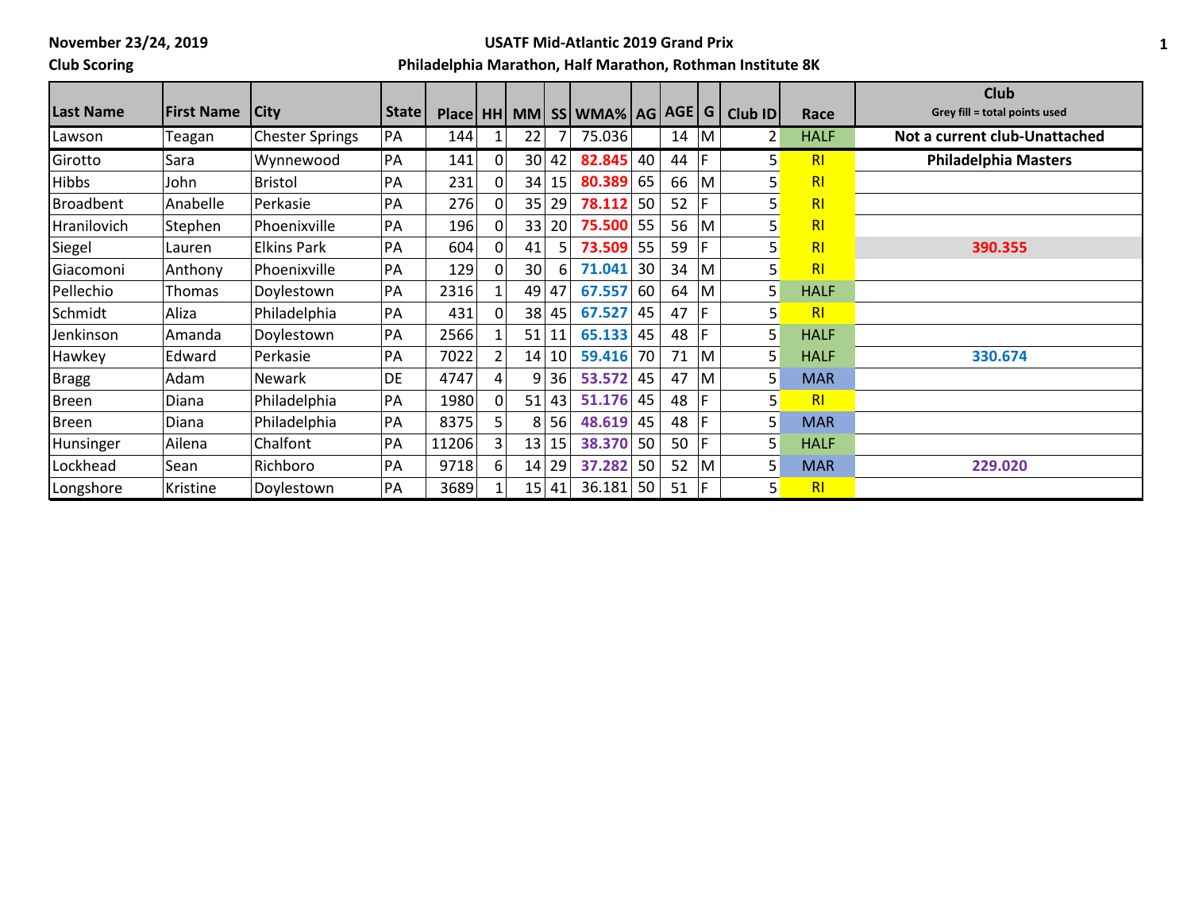**November 23/24, 2019**

**Club Scoring**

**USATF Mid-Atlantic 2019 Grand Prix**

**Philadelphia Marathon, Half Marathon, Rothman Institute 8K**

| Last Name | First Name | City | State | Place | HH | MM | SS | WMA% | AG | AGE | G | Club ID | Race | Club Grey fill = total points used |
|---|---|---|---|---|---|---|---|---|---|---|---|---|---|---|
| Lawson | Teagan | Chester Springs | PA | 144 | 1 | 22 | 7 | 75.036 | | 14 | M | 2 | HALF | **Not a current club-Unattached** |
| Girotto | Sara | Wynnewood | PA | 141 | 0 | 30 | 42 | 82.845 | 40 | 44 | F | 5 | RI | **Philadelphia Masters** |
| Hibbs | John | Bristol | PA | 231 | 0 | 34 | 15 | 80.389 | 65 | 66 | M | 5 | RI | |
| Broadbent | Anabelle | Perkasie | PA | 276 | 0 | 35 | 29 | 78.112 | 50 | 52 | F | 5 | RI | |
| Hranilovich | Stephen | Phoenixville | PA | 196 | 0 | 33 | 20 | 75.500 | 55 | 56 | M | 5 | RI | |
| Siegel | Lauren | Elkins Park | PA | 604 | 0 | 41 | 5 | 73.509 | 55 | 59 | F | 5 | RI | 390.355 |
| Giacomoni | Anthony | Phoenixville | PA | 129 | 0 | 30 | 6 | 71.041 | 30 | 34 | M | 5 | RI | |
| Pellechio | Thomas | Doylestown | PA | 2316 | 1 | 49 | 47 | 67.557 | 60 | 64 | M | 5 | HALF | |
| Schmidt | Aliza | Philadelphia | PA | 431 | 0 | 38 | 45 | 67.527 | 45 | 47 | F | 5 | RI | |
| Jenkinson | Amanda | Doylestown | PA | 2566 | 1 | 51 | 11 | 65.133 | 45 | 48 | F | 5 | HALF | |
| Hawkey | Edward | Perkasie | PA | 7022 | 2 | 14 | 10 | 59.416 | 70 | 71 | M | 5 | HALF | 330.674 |
| Bragg | Adam | Newark | DE | 4747 | 4 | 9 | 36 | 53.572 | 45 | 47 | M | 5 | MAR | |
| Breen | Diana | Philadelphia | PA | 1980 | 0 | 51 | 43 | 51.176 | 45 | 48 | F | 5 | RI | |
| Breen | Diana | Philadelphia | PA | 8375 | 5 | 8 | 56 | 48.619 | 45 | 48 | F | 5 | MAR | |
| Hunsinger | Ailena | Chalfont | PA | 11206 | 3 | 13 | 15 | 38.370 | 50 | 50 | F | 5 | HALF | |
| Lockhead | Sean | Richboro | PA | 9718 | 6 | 14 | 29 | 37.282 | 50 | 52 | M | 5 | MAR | 229.020 |
| Longshore | Kristine | Doylestown | PA | 3689 | 1 | 15 | 41 | 36.181 | 50 | 51 | F | 5 | RI | |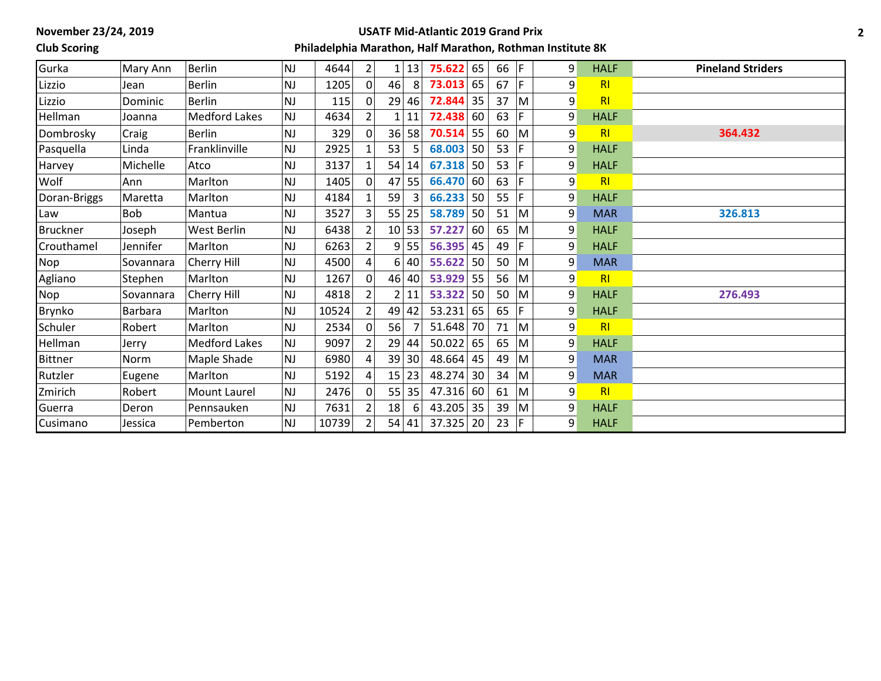**November 23/24, 2019**
**Club Scoring**

**USATF Mid-Atlantic 2019 Grand Prix**
**Philadelphia Marathon, Half Marathon, Rothman Institute 8K**

| | | | | | | | | | | | | | | |
|---|---|---|---|---|---|---|---|---|---|---|---|---|---|---|
| Gurka | Mary Ann | Berlin | NJ | 4644 | 2 | 1 | 13 | 75.622 | 65 | 66 | F | 9 | HALF | **Pineland Striders** |
| Lizzio | Jean | Berlin | NJ | 1205 | 0 | 46 | 8 | 73.013 | 65 | 67 | F | 9 | RI | |
| Lizzio | Dominic | Berlin | NJ | 115 | 0 | 29 | 46 | 72.844 | 35 | 37 | M | 9 | RI | |
| Hellman | Joanna | Medford Lakes | NJ | 4634 | 2 | 1 | 11 | 72.438 | 60 | 63 | F | 9 | HALF | |
| Dombrosky | Craig | Berlin | NJ | 329 | 0 | 36 | 58 | 70.514 | 55 | 60 | M | 9 | RI | **364.432** |
| Pasquella | Linda | Franklinville | NJ | 2925 | 1 | 53 | 5 | 68.003 | 50 | 53 | F | 9 | HALF | |
| Harvey | Michelle | Atco | NJ | 3137 | 1 | 54 | 14 | 67.318 | 50 | 53 | F | 9 | HALF | |
| Wolf | Ann | Marlton | NJ | 1405 | 0 | 47 | 55 | 66.470 | 60 | 63 | F | 9 | RI | |
| Doran-Briggs | Maretta | Marlton | NJ | 4184 | 1 | 59 | 3 | 66.233 | 50 | 55 | F | 9 | HALF | |
| Law | Bob | Mantua | NJ | 3527 | 3 | 55 | 25 | 58.789 | 50 | 51 | M | 9 | MAR | **326.813** |
| Bruckner | Joseph | West Berlin | NJ | 6438 | 2 | 10 | 53 | 57.227 | 60 | 65 | M | 9 | HALF | |
| Crouthamel | Jennifer | Marlton | NJ | 6263 | 2 | 9 | 55 | 56.395 | 45 | 49 | F | 9 | HALF | |
| Nop | Sovannara | Cherry Hill | NJ | 4500 | 4 | 6 | 40 | 55.622 | 50 | 50 | M | 9 | MAR | |
| Agliano | Stephen | Marlton | NJ | 1267 | 0 | 46 | 40 | 53.929 | 55 | 56 | M | 9 | RI | |
| Nop | Sovannara | Cherry Hill | NJ | 4818 | 2 | 2 | 11 | 53.322 | 50 | 50 | M | 9 | HALF | **276.493** |
| Brynko | Barbara | Marlton | NJ | 10524 | 2 | 49 | 42 | 53.231 | 65 | 65 | F | 9 | HALF | |
| Schuler | Robert | Marlton | NJ | 2534 | 0 | 56 | 7 | 51.648 | 70 | 71 | M | 9 | RI | |
| Hellman | Jerry | Medford Lakes | NJ | 9097 | 2 | 29 | 44 | 50.022 | 65 | 65 | M | 9 | HALF | |
| Bittner | Norm | Maple Shade | NJ | 6980 | 4 | 39 | 30 | 48.664 | 45 | 49 | M | 9 | MAR | |
| Rutzler | Eugene | Marlton | NJ | 5192 | 4 | 15 | 23 | 48.274 | 30 | 34 | M | 9 | MAR | |
| Zmirich | Robert | Mount Laurel | NJ | 2476 | 0 | 55 | 35 | 47.316 | 60 | 61 | M | 9 | RI | |
| Guerra | Deron | Pennsauken | NJ | 7631 | 2 | 18 | 6 | 43.205 | 35 | 39 | M | 9 | HALF | |
| Cusimano | Jessica | Pemberton | NJ | 10739 | 2 | 54 | 41 | 37.325 | 20 | 23 | F | 9 | HALF | |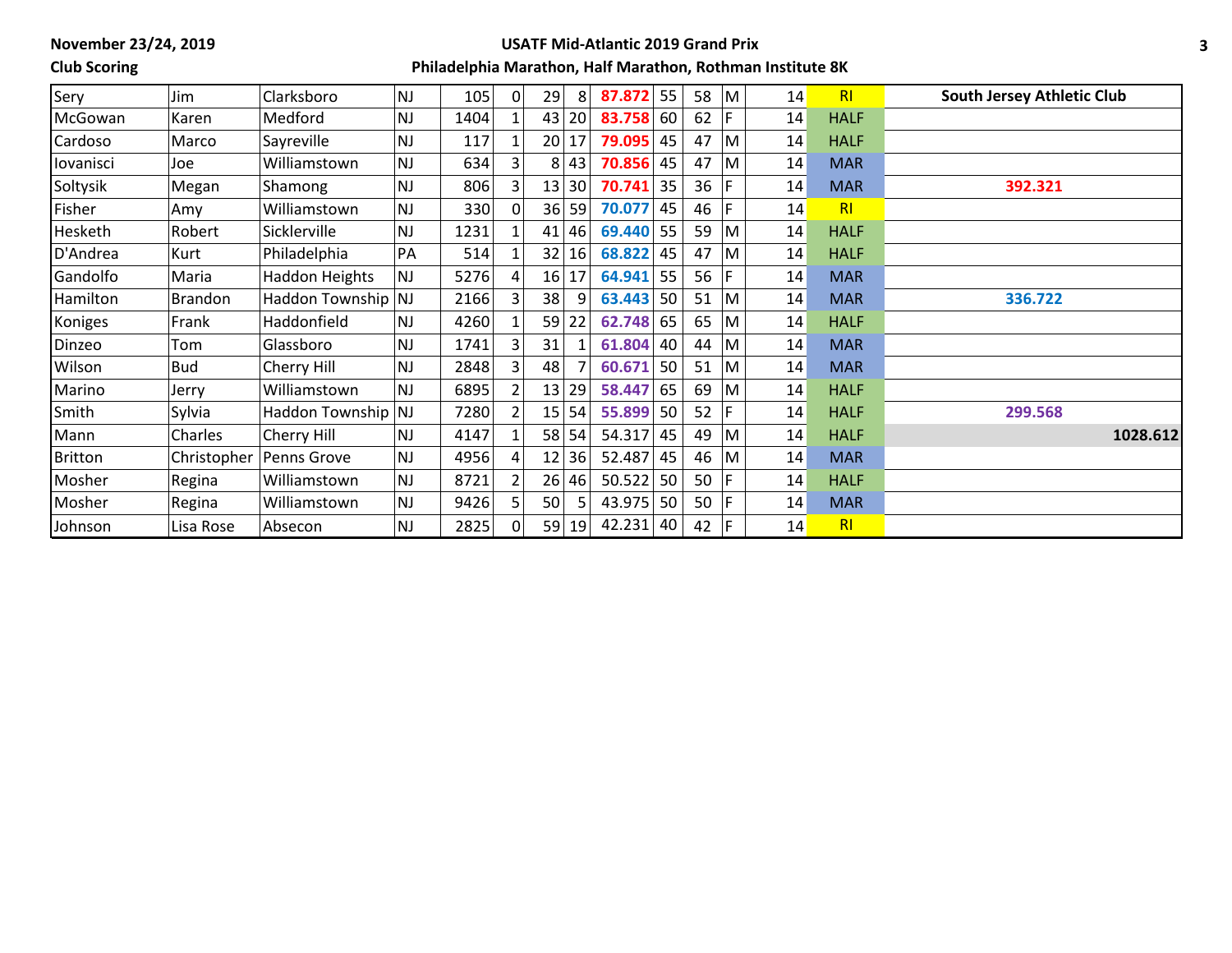**November 23/24, 2019**

**Club Scoring**

**USATF Mid-Atlantic 2019 Grand Prix**

**Philadelphia Marathon, Half Marathon, Rothman Institute 8K**

| | | | | | | | | | | | | | | |
|---|---|---|---|---|---|---|---|---|---|---|---|---|---|---|
| Sery | Jim | Clarksboro | NJ | 105 | 0 | 29 | 8 | **87.872** | 55 | 58 | M | 14 | RI | **South Jersey Athletic Club** |
| McGowan | Karen | Medford | NJ | 1404 | 1 | 43 | 20 | **83.758** | 60 | 62 | F | 14 | HALF | |
| Cardoso | Marco | Sayreville | NJ | 117 | 1 | 20 | 17 | **79.095** | 45 | 47 | M | 14 | HALF | |
| Iovanisci | Joe | Williamstown | NJ | 634 | 3 | 8 | 43 | **70.856** | 45 | 47 | M | 14 | MAR | |
| Soltysik | Megan | Shamong | NJ | 806 | 3 | 13 | 30 | **70.741** | 35 | 36 | F | 14 | MAR | **392.321** |
| Fisher | Amy | Williamstown | NJ | 330 | 0 | 36 | 59 | **70.077** | 45 | 46 | F | 14 | RI | |
| Hesketh | Robert | Sicklerville | NJ | 1231 | 1 | 41 | 46 | **69.440** | 55 | 59 | M | 14 | HALF | |
| D'Andrea | Kurt | Philadelphia | PA | 514 | 1 | 32 | 16 | **68.822** | 45 | 47 | M | 14 | HALF | |
| Gandolfo | Maria | Haddon Heights | NJ | 5276 | 4 | 16 | 17 | **64.941** | 55 | 56 | F | 14 | MAR | |
| Hamilton | Brandon | Haddon Township | NJ | 2166 | 3 | 38 | 9 | **63.443** | 50 | 51 | M | 14 | MAR | **336.722** |
| Koniges | Frank | Haddonfield | NJ | 4260 | 1 | 59 | 22 | **62.748** | 65 | 65 | M | 14 | HALF | |
| Dinzeo | Tom | Glassboro | NJ | 1741 | 3 | 31 | 1 | **61.804** | 40 | 44 | M | 14 | MAR | |
| Wilson | Bud | Cherry Hill | NJ | 2848 | 3 | 48 | 7 | **60.671** | 50 | 51 | M | 14 | MAR | |
| Marino | Jerry | Williamstown | NJ | 6895 | 2 | 13 | 29 | **58.447** | 65 | 69 | M | 14 | HALF | |
| Smith | Sylvia | Haddon Township | NJ | 7280 | 2 | 15 | 54 | **55.899** | 50 | 52 | F | 14 | HALF | **299.568** |
| Mann | Charles | Cherry Hill | NJ | 4147 | 1 | 58 | 54 | 54.317 | 45 | 49 | M | 14 | HALF | **1028.612** |
| Britton | Christopher | Penns Grove | NJ | 4956 | 4 | 12 | 36 | 52.487 | 45 | 46 | M | 14 | MAR | |
| Mosher | Regina | Williamstown | NJ | 8721 | 2 | 26 | 46 | 50.522 | 50 | 50 | F | 14 | HALF | |
| Mosher | Regina | Williamstown | NJ | 9426 | 5 | 50 | 5 | 43.975 | 50 | 50 | F | 14 | MAR | |
| Johnson | Lisa Rose | Absecon | NJ | 2825 | 0 | 59 | 19 | 42.231 | 40 | 42 | F | 14 | RI | |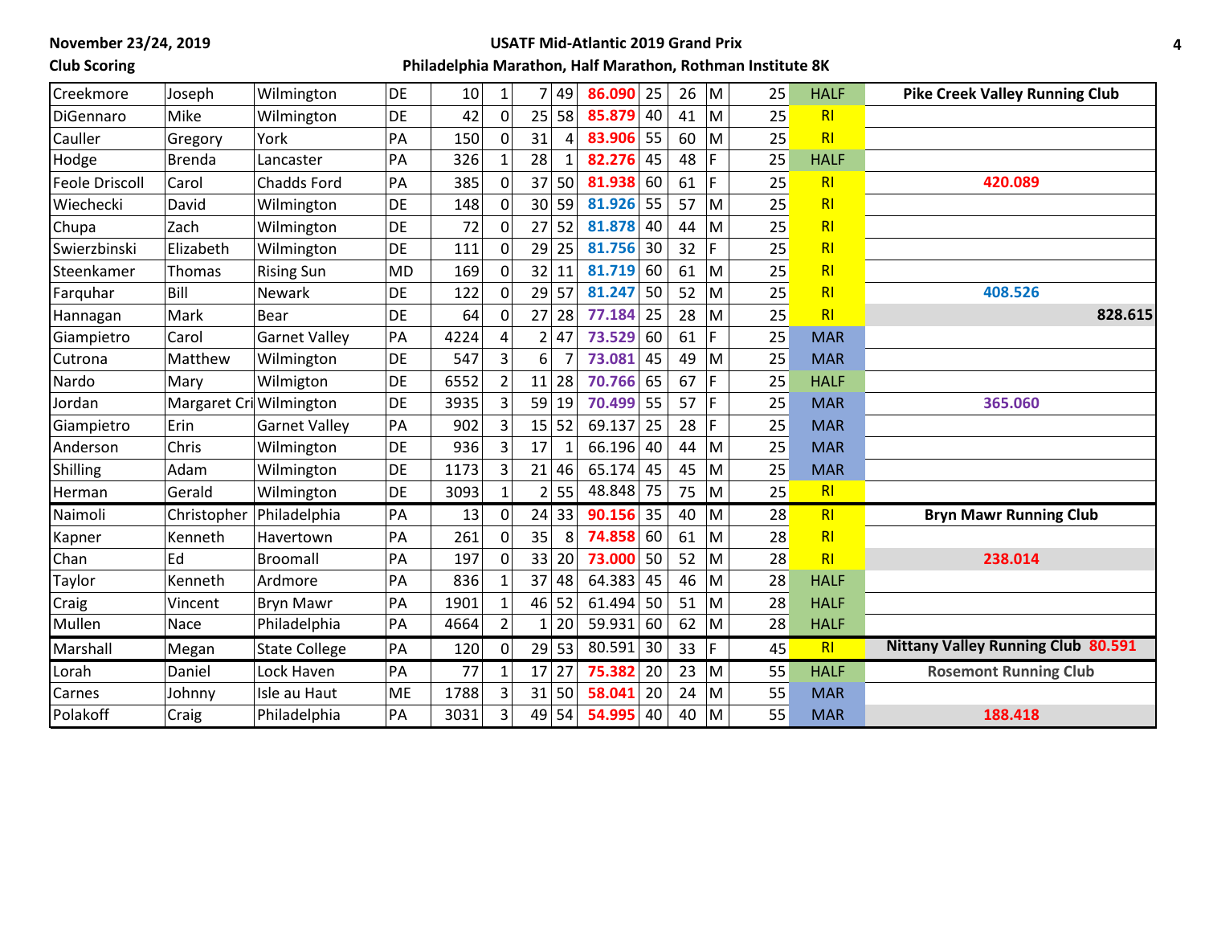**November 23/24, 2019**

**Club Scoring**

**USATF Mid-Atlantic 2019 Grand Prix**

**Philadelphia Marathon, Half Marathon, Rothman Institute 8K**

| | | | | | | | | | | | | | | |
|---|---|---|---|---|---|---|---|---|---|---|---|---|---|---|
| Creekmore | Joseph | Wilmington | DE | 10 | 1 | 7 | 49 | 86.090 | 25 | 26 | M | 25 | HALF | **Pike Creek Valley Running Club** |
| DiGennaro | Mike | Wilmington | DE | 42 | 0 | 25 | 58 | 85.879 | 40 | 41 | M | 25 | RI | |
| Cauller | Gregory | York | PA | 150 | 0 | 31 | 4 | 83.906 | 55 | 60 | M | 25 | RI | |
| Hodge | Brenda | Lancaster | PA | 326 | 1 | 28 | 1 | 82.276 | 45 | 48 | F | 25 | HALF | |
| Feole Driscoll | Carol | Chadds Ford | PA | 385 | 0 | 37 | 50 | 81.938 | 60 | 61 | F | 25 | RI | 420.089 |
| Wiechecki | David | Wilmington | DE | 148 | 0 | 30 | 59 | 81.926 | 55 | 57 | M | 25 | RI | |
| Chupa | Zach | Wilmington | DE | 72 | 0 | 27 | 52 | 81.878 | 40 | 44 | M | 25 | RI | |
| Swierzbinski | Elizabeth | Wilmington | DE | 111 | 0 | 29 | 25 | 81.756 | 30 | 32 | F | 25 | RI | |
| Steenkamer | Thomas | Rising Sun | MD | 169 | 0 | 32 | 11 | 81.719 | 60 | 61 | M | 25 | RI | |
| Farquhar | Bill | Newark | DE | 122 | 0 | 29 | 57 | 81.247 | 50 | 52 | M | 25 | RI | 408.526 |
| Hannagan | Mark | Bear | DE | 64 | 0 | 27 | 28 | 77.184 | 25 | 28 | M | 25 | RI | **828.615** |
| Giampietro | Carol | Garnet Valley | PA | 4224 | 4 | 2 | 47 | 73.529 | 60 | 61 | F | 25 | MAR | |
| Cutrona | Matthew | Wilmington | DE | 547 | 3 | 6 | 7 | 73.081 | 45 | 49 | M | 25 | MAR | |
| Nardo | Mary | Wilmigton | DE | 6552 | 2 | 11 | 28 | 70.766 | 65 | 67 | F | 25 | HALF | |
| Jordan | Margaret Cri | Wilmington | DE | 3935 | 3 | 59 | 19 | 70.499 | 55 | 57 | F | 25 | MAR | 365.060 |
| Giampietro | Erin | Garnet Valley | PA | 902 | 3 | 15 | 52 | 69.137 | 25 | 28 | F | 25 | MAR | |
| Anderson | Chris | Wilmington | DE | 936 | 3 | 17 | 1 | 66.196 | 40 | 44 | M | 25 | MAR | |
| Shilling | Adam | Wilmington | DE | 1173 | 3 | 21 | 46 | 65.174 | 45 | 45 | M | 25 | MAR | |
| Herman | Gerald | Wilmington | DE | 3093 | 1 | 2 | 55 | 48.848 | 75 | 75 | M | 25 | RI | |
| Naimoli | Christopher | Philadelphia | PA | 13 | 0 | 24 | 33 | 90.156 | 35 | 40 | M | 28 | RI | **Bryn Mawr Running Club** |
| Kapner | Kenneth | Havertown | PA | 261 | 0 | 35 | 8 | 74.858 | 60 | 61 | M | 28 | RI | |
| Chan | Ed | Broomall | PA | 197 | 0 | 33 | 20 | 73.000 | 50 | 52 | M | 28 | RI | 238.014 |
| Taylor | Kenneth | Ardmore | PA | 836 | 1 | 37 | 48 | 64.383 | 45 | 46 | M | 28 | HALF | |
| Craig | Vincent | Bryn Mawr | PA | 1901 | 1 | 46 | 52 | 61.494 | 50 | 51 | M | 28 | HALF | |
| Mullen | Nace | Philadelphia | PA | 4664 | 2 | 1 | 20 | 59.931 | 60 | 62 | M | 28 | HALF | |
| Marshall | Megan | State College | PA | 120 | 0 | 29 | 53 | 80.591 | 30 | 33 | F | 45 | RI | **Nittany Valley Running Club 80.591** |
| Lorah | Daniel | Lock Haven | PA | 77 | 1 | 17 | 27 | 75.382 | 20 | 23 | M | 55 | HALF | **Rosemont Running Club** |
| Carnes | Johnny | Isle au Haut | ME | 1788 | 3 | 31 | 50 | 58.041 | 20 | 24 | M | 55 | MAR | |
| Polakoff | Craig | Philadelphia | PA | 3031 | 3 | 49 | 54 | 54.995 | 40 | 40 | M | 55 | MAR | 188.418 |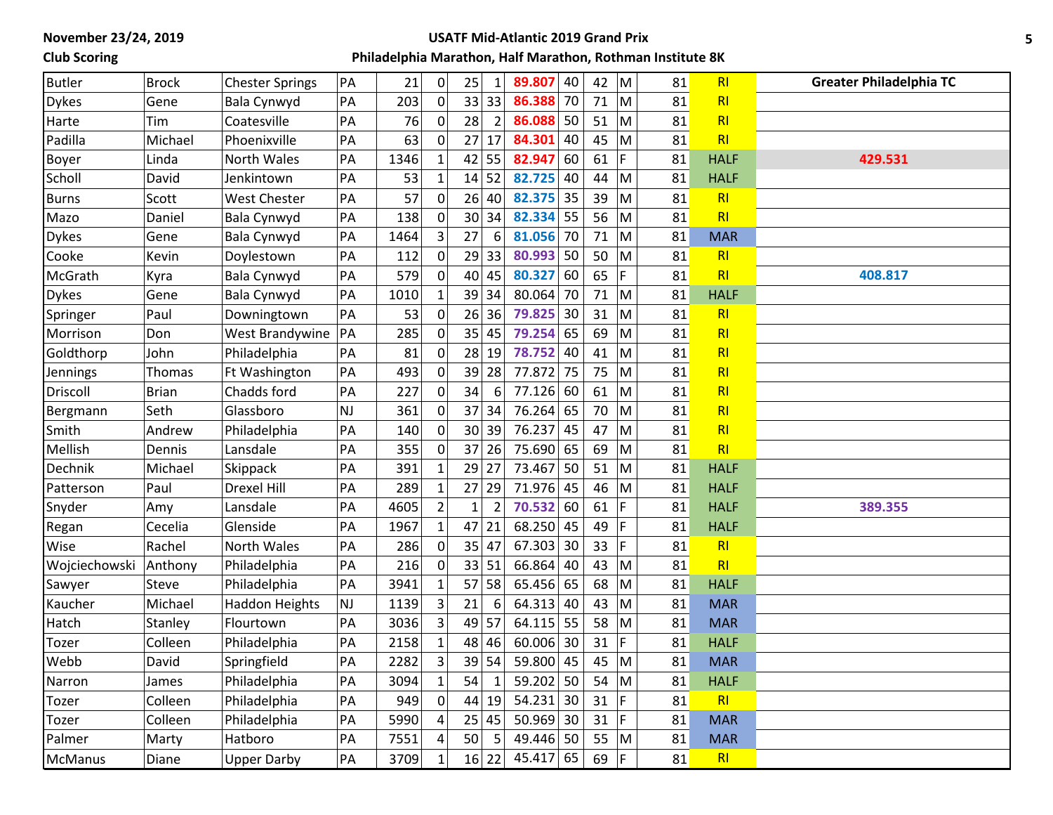**November 23/24, 2019**

**Club Scoring**

**USATF Mid-Atlantic 2019 Grand Prix**

**Philadelphia Marathon, Half Marathon, Rothman Institute 8K**

| | | | | | | | | | | | | | | |
|---|---|---|---|---|---|---|---|---|---|---|---|---|---|---|
| Butler | Brock | Chester Springs | PA | 21 | 0 | 25 | 1 | 89.807 | 40 | 42 | M | 81 | RI | **Greater Philadelphia TC** |
| Dykes | Gene | Bala Cynwyd | PA | 203 | 0 | 33 | 33 | 86.388 | 70 | 71 | M | 81 | RI | |
| Harte | Tim | Coatesville | PA | 76 | 0 | 28 | 2 | 86.088 | 50 | 51 | M | 81 | RI | |
| Padilla | Michael | Phoenixville | PA | 63 | 0 | 27 | 17 | 84.301 | 40 | 45 | M | 81 | RI | |
| Boyer | Linda | North Wales | PA | 1346 | 1 | 42 | 55 | 82.947 | 60 | 61 | F | 81 | HALF | 429.531 |
| Scholl | David | Jenkintown | PA | 53 | 1 | 14 | 52 | 82.725 | 40 | 44 | M | 81 | HALF | |
| Burns | Scott | West Chester | PA | 57 | 0 | 26 | 40 | 82.375 | 35 | 39 | M | 81 | RI | |
| Mazo | Daniel | Bala Cynwyd | PA | 138 | 0 | 30 | 34 | 82.334 | 55 | 56 | M | 81 | RI | |
| Dykes | Gene | Bala Cynwyd | PA | 1464 | 3 | 27 | 6 | 81.056 | 70 | 71 | M | 81 | MAR | |
| Cooke | Kevin | Doylestown | PA | 112 | 0 | 29 | 33 | 80.993 | 50 | 50 | M | 81 | RI | |
| McGrath | Kyra | Bala Cynwyd | PA | 579 | 0 | 40 | 45 | 80.327 | 60 | 65 | F | 81 | RI | 408.817 |
| Dykes | Gene | Bala Cynwyd | PA | 1010 | 1 | 39 | 34 | 80.064 | 70 | 71 | M | 81 | HALF | |
| Springer | Paul | Downingtown | PA | 53 | 0 | 26 | 36 | 79.825 | 30 | 31 | M | 81 | RI | |
| Morrison | Don | West Brandywine | PA | 285 | 0 | 35 | 45 | 79.254 | 65 | 69 | M | 81 | RI | |
| Goldthorp | John | Philadelphia | PA | 81 | 0 | 28 | 19 | 78.752 | 40 | 41 | M | 81 | RI | |
| Jennings | Thomas | Ft Washington | PA | 493 | 0 | 39 | 28 | 77.872 | 75 | 75 | M | 81 | RI | |
| Driscoll | Brian | Chadds ford | PA | 227 | 0 | 34 | 6 | 77.126 | 60 | 61 | M | 81 | RI | |
| Bergmann | Seth | Glassboro | NJ | 361 | 0 | 37 | 34 | 76.264 | 65 | 70 | M | 81 | RI | |
| Smith | Andrew | Philadelphia | PA | 140 | 0 | 30 | 39 | 76.237 | 45 | 47 | M | 81 | RI | |
| Mellish | Dennis | Lansdale | PA | 355 | 0 | 37 | 26 | 75.690 | 65 | 69 | M | 81 | RI | |
| Dechnik | Michael | Skippack | PA | 391 | 1 | 29 | 27 | 73.467 | 50 | 51 | M | 81 | HALF | |
| Patterson | Paul | Drexel Hill | PA | 289 | 1 | 27 | 29 | 71.976 | 45 | 46 | M | 81 | HALF | |
| Snyder | Amy | Lansdale | PA | 4605 | 2 | 1 | 2 | 70.532 | 60 | 61 | F | 81 | HALF | 389.355 |
| Regan | Cecelia | Glenside | PA | 1967 | 1 | 47 | 21 | 68.250 | 45 | 49 | F | 81 | HALF | |
| Wise | Rachel | North Wales | PA | 286 | 0 | 35 | 47 | 67.303 | 30 | 33 | F | 81 | RI | |
| Wojciechowski | Anthony | Philadelphia | PA | 216 | 0 | 33 | 51 | 66.864 | 40 | 43 | M | 81 | RI | |
| Sawyer | Steve | Philadelphia | PA | 3941 | 1 | 57 | 58 | 65.456 | 65 | 68 | M | 81 | HALF | |
| Kaucher | Michael | Haddon Heights | NJ | 1139 | 3 | 21 | 6 | 64.313 | 40 | 43 | M | 81 | MAR | |
| Hatch | Stanley | Flourtown | PA | 3036 | 3 | 49 | 57 | 64.115 | 55 | 58 | M | 81 | MAR | |
| Tozer | Colleen | Philadelphia | PA | 2158 | 1 | 48 | 46 | 60.006 | 30 | 31 | F | 81 | HALF | |
| Webb | David | Springfield | PA | 2282 | 3 | 39 | 54 | 59.800 | 45 | 45 | M | 81 | MAR | |
| Narron | James | Philadelphia | PA | 3094 | 1 | 54 | 1 | 59.202 | 50 | 54 | M | 81 | HALF | |
| Tozer | Colleen | Philadelphia | PA | 949 | 0 | 44 | 19 | 54.231 | 30 | 31 | F | 81 | RI | |
| Tozer | Colleen | Philadelphia | PA | 5990 | 4 | 25 | 45 | 50.969 | 30 | 31 | F | 81 | MAR | |
| Palmer | Marty | Hatboro | PA | 7551 | 4 | 50 | 5 | 49.446 | 50 | 55 | M | 81 | MAR | |
| McManus | Diane | Upper Darby | PA | 3709 | 1 | 16 | 22 | 45.417 | 65 | 69 | F | 81 | RI | |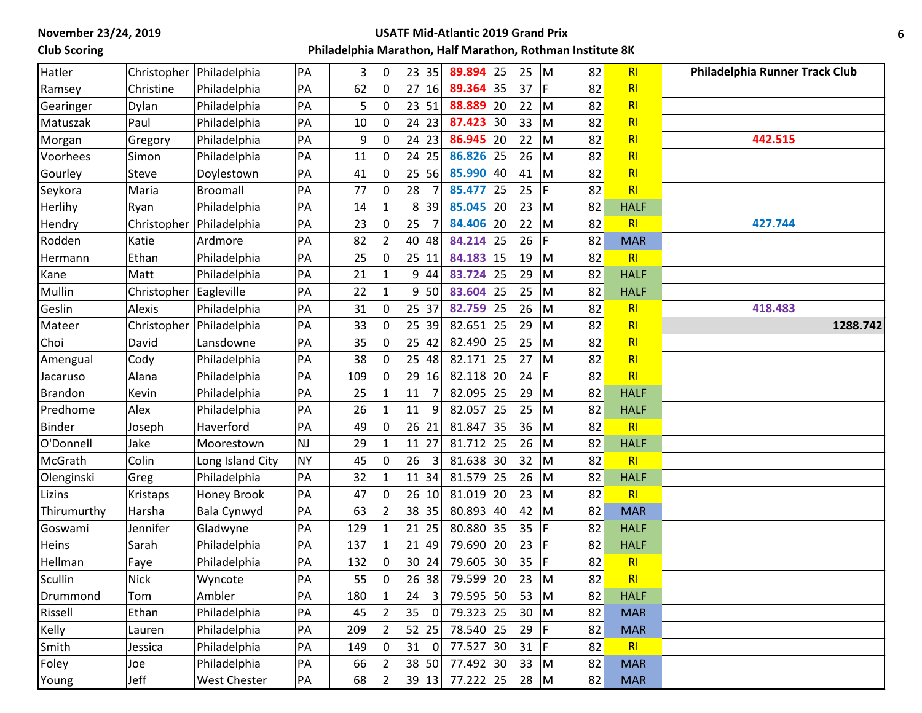**November 23/24, 2019**
**Club Scoring**

**USATF Mid-Atlantic 2019 Grand Prix**
**Philadelphia Marathon, Half Marathon, Rothman Institute 8K**

| | | | | | | | | | | | | | | |
|---|---|---|---|---|---|---|---|---|---|---|---|---|---|---|
| Hatler | Christopher | Philadelphia | PA | 3 | 0 | 23 | 35 | **89.894** | 25 | 25 | M | 82 | RI | **Philadelphia Runner Track Club** |
| Ramsey | Christine | Philadelphia | PA | 62 | 0 | 27 | 16 | **89.364** | 35 | 37 | F | 82 | RI | |
| Gearinger | Dylan | Philadelphia | PA | 5 | 0 | 23 | 51 | **88.889** | 20 | 22 | M | 82 | RI | |
| Matuszak | Paul | Philadelphia | PA | 10 | 0 | 24 | 23 | **87.423** | 30 | 33 | M | 82 | RI | |
| Morgan | Gregory | Philadelphia | PA | 9 | 0 | 24 | 23 | **86.945** | 20 | 22 | M | 82 | RI | **442.515** |
| Voorhees | Simon | Philadelphia | PA | 11 | 0 | 24 | 25 | **86.826** | 25 | 26 | M | 82 | RI | |
| Gourley | Steve | Doylestown | PA | 41 | 0 | 25 | 56 | **85.990** | 40 | 41 | M | 82 | RI | |
| Seykora | Maria | Broomall | PA | 77 | 0 | 28 | 7 | **85.477** | 25 | 25 | F | 82 | RI | |
| Herlihy | Ryan | Philadelphia | PA | 14 | 1 | 8 | 39 | **85.045** | 20 | 23 | M | 82 | HALF | |
| Hendry | Christopher | Philadelphia | PA | 23 | 0 | 25 | 7 | **84.406** | 20 | 22 | M | 82 | RI | **427.744** |
| Rodden | Katie | Ardmore | PA | 82 | 2 | 40 | 48 | **84.214** | 25 | 26 | F | 82 | MAR | |
| Hermann | Ethan | Philadelphia | PA | 25 | 0 | 25 | 11 | **84.183** | 15 | 19 | M | 82 | RI | |
| Kane | Matt | Philadelphia | PA | 21 | 1 | 9 | 44 | **83.724** | 25 | 29 | M | 82 | HALF | |
| Mullin | Christopher | Eagleville | PA | 22 | 1 | 9 | 50 | **83.604** | 25 | 25 | M | 82 | HALF | |
| Geslin | Alexis | Philadelphia | PA | 31 | 0 | 25 | 37 | **82.759** | 25 | 26 | M | 82 | RI | **418.483** |
| Mateer | Christopher | Philadelphia | PA | 33 | 0 | 25 | 39 | 82.651 | 25 | 29 | M | 82 | RI | **1288.742** |
| Choi | David | Lansdowne | PA | 35 | 0 | 25 | 42 | 82.490 | 25 | 25 | M | 82 | RI | |
| Amengual | Cody | Philadelphia | PA | 38 | 0 | 25 | 48 | 82.171 | 25 | 27 | M | 82 | RI | |
| Jacaruso | Alana | Philadelphia | PA | 109 | 0 | 29 | 16 | 82.118 | 20 | 24 | F | 82 | RI | |
| Brandon | Kevin | Philadelphia | PA | 25 | 1 | 11 | 7 | 82.095 | 25 | 29 | M | 82 | HALF | |
| Predhome | Alex | Philadelphia | PA | 26 | 1 | 11 | 9 | 82.057 | 25 | 25 | M | 82 | HALF | |
| Binder | Joseph | Haverford | PA | 49 | 0 | 26 | 21 | 81.847 | 35 | 36 | M | 82 | RI | |
| O'Donnell | Jake | Moorestown | NJ | 29 | 1 | 11 | 27 | 81.712 | 25 | 26 | M | 82 | HALF | |
| McGrath | Colin | Long Island City | NY | 45 | 0 | 26 | 3 | 81.638 | 30 | 32 | M | 82 | RI | |
| Olenginski | Greg | Philadelphia | PA | 32 | 1 | 11 | 34 | 81.579 | 25 | 26 | M | 82 | HALF | |
| Lizins | Kristaps | Honey Brook | PA | 47 | 0 | 26 | 10 | 81.019 | 20 | 23 | M | 82 | RI | |
| Thirumurthy | Harsha | Bala Cynwyd | PA | 63 | 2 | 38 | 35 | 80.893 | 40 | 42 | M | 82 | MAR | |
| Goswami | Jennifer | Gladwyne | PA | 129 | 1 | 21 | 25 | 80.880 | 35 | 35 | F | 82 | HALF | |
| Heins | Sarah | Philadelphia | PA | 137 | 1 | 21 | 49 | 79.690 | 20 | 23 | F | 82 | HALF | |
| Hellman | Faye | Philadelphia | PA | 132 | 0 | 30 | 24 | 79.605 | 30 | 35 | F | 82 | RI | |
| Scullin | Nick | Wyncote | PA | 55 | 0 | 26 | 38 | 79.599 | 20 | 23 | M | 82 | RI | |
| Drummond | Tom | Ambler | PA | 180 | 1 | 24 | 3 | 79.595 | 50 | 53 | M | 82 | HALF | |
| Rissell | Ethan | Philadelphia | PA | 45 | 2 | 35 | 0 | 79.323 | 25 | 30 | M | 82 | MAR | |
| Kelly | Lauren | Philadelphia | PA | 209 | 2 | 52 | 25 | 78.540 | 25 | 29 | F | 82 | MAR | |
| Smith | Jessica | Philadelphia | PA | 149 | 0 | 31 | 0 | 77.527 | 30 | 31 | F | 82 | RI | |
| Foley | Joe | Philadelphia | PA | 66 | 2 | 38 | 50 | 77.492 | 30 | 33 | M | 82 | MAR | |
| Young | Jeff | West Chester | PA | 68 | 2 | 39 | 13 | 77.222 | 25 | 28 | M | 82 | MAR | |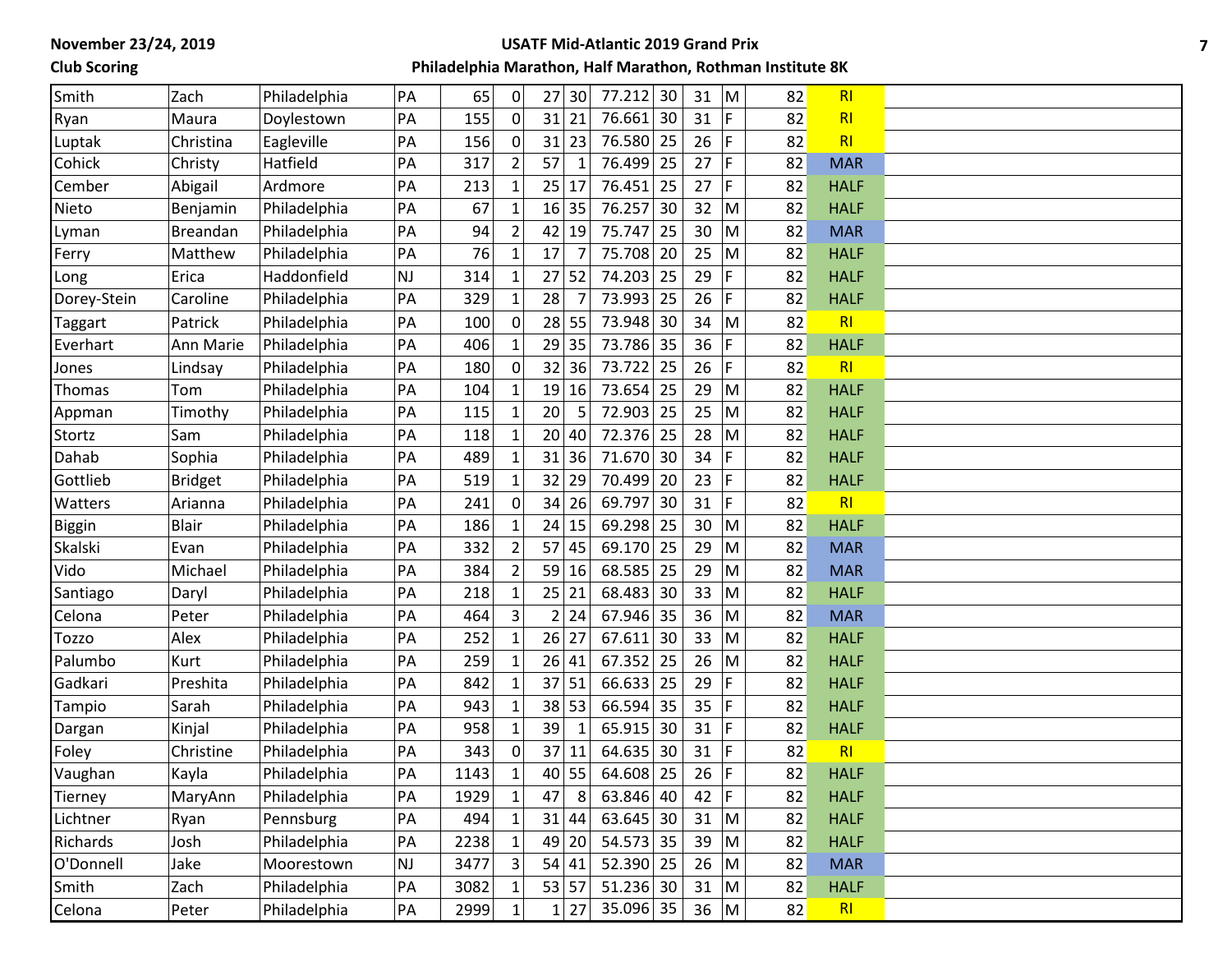| | | | | | | | | | | | | | |
|---|---|---|---|---|---|---|---|---|---|---|---|---|---|
| Smith | Zach | Philadelphia | PA | 65 | 0 | 27 | 30 | 77.212 | 30 | 31 | M | 82 | RI |
| Ryan | Maura | Doylestown | PA | 155 | 0 | 31 | 21 | 76.661 | 30 | 31 | F | 82 | RI |
| Luptak | Christina | Eagleville | PA | 156 | 0 | 31 | 23 | 76.580 | 25 | 26 | F | 82 | RI |
| Cohick | Christy | Hatfield | PA | 317 | 2 | 57 | 1 | 76.499 | 25 | 27 | F | 82 | MAR |
| Cember | Abigail | Ardmore | PA | 213 | 1 | 25 | 17 | 76.451 | 25 | 27 | F | 82 | HALF |
| Nieto | Benjamin | Philadelphia | PA | 67 | 1 | 16 | 35 | 76.257 | 30 | 32 | M | 82 | HALF |
| Lyman | Breandan | Philadelphia | PA | 94 | 2 | 42 | 19 | 75.747 | 25 | 30 | M | 82 | MAR |
| Ferry | Matthew | Philadelphia | PA | 76 | 1 | 17 | 7 | 75.708 | 20 | 25 | M | 82 | HALF |
| Long | Erica | Haddonfield | NJ | 314 | 1 | 27 | 52 | 74.203 | 25 | 29 | F | 82 | HALF |
| Dorey-Stein | Caroline | Philadelphia | PA | 329 | 1 | 28 | 7 | 73.993 | 25 | 26 | F | 82 | HALF |
| Taggart | Patrick | Philadelphia | PA | 100 | 0 | 28 | 55 | 73.948 | 30 | 34 | M | 82 | RI |
| Everhart | Ann Marie | Philadelphia | PA | 406 | 1 | 29 | 35 | 73.786 | 35 | 36 | F | 82 | HALF |
| Jones | Lindsay | Philadelphia | PA | 180 | 0 | 32 | 36 | 73.722 | 25 | 26 | F | 82 | RI |
| Thomas | Tom | Philadelphia | PA | 104 | 1 | 19 | 16 | 73.654 | 25 | 29 | M | 82 | HALF |
| Appman | Timothy | Philadelphia | PA | 115 | 1 | 20 | 5 | 72.903 | 25 | 25 | M | 82 | HALF |
| Stortz | Sam | Philadelphia | PA | 118 | 1 | 20 | 40 | 72.376 | 25 | 28 | M | 82 | HALF |
| Dahab | Sophia | Philadelphia | PA | 489 | 1 | 31 | 36 | 71.670 | 30 | 34 | F | 82 | HALF |
| Gottlieb | Bridget | Philadelphia | PA | 519 | 1 | 32 | 29 | 70.499 | 20 | 23 | F | 82 | HALF |
| Watters | Arianna | Philadelphia | PA | 241 | 0 | 34 | 26 | 69.797 | 30 | 31 | F | 82 | RI |
| Biggin | Blair | Philadelphia | PA | 186 | 1 | 24 | 15 | 69.298 | 25 | 30 | M | 82 | HALF |
| Skalski | Evan | Philadelphia | PA | 332 | 2 | 57 | 45 | 69.170 | 25 | 29 | M | 82 | MAR |
| Vido | Michael | Philadelphia | PA | 384 | 2 | 59 | 16 | 68.585 | 25 | 29 | M | 82 | MAR |
| Santiago | Daryl | Philadelphia | PA | 218 | 1 | 25 | 21 | 68.483 | 30 | 33 | M | 82 | HALF |
| Celona | Peter | Philadelphia | PA | 464 | 3 | 2 | 24 | 67.946 | 35 | 36 | M | 82 | MAR |
| Tozzo | Alex | Philadelphia | PA | 252 | 1 | 26 | 27 | 67.611 | 30 | 33 | M | 82 | HALF |
| Palumbo | Kurt | Philadelphia | PA | 259 | 1 | 26 | 41 | 67.352 | 25 | 26 | M | 82 | HALF |
| Gadkari | Preshita | Philadelphia | PA | 842 | 1 | 37 | 51 | 66.633 | 25 | 29 | F | 82 | HALF |
| Tampio | Sarah | Philadelphia | PA | 943 | 1 | 38 | 53 | 66.594 | 35 | 35 | F | 82 | HALF |
| Dargan | Kinjal | Philadelphia | PA | 958 | 1 | 39 | 1 | 65.915 | 30 | 31 | F | 82 | HALF |
| Foley | Christine | Philadelphia | PA | 343 | 0 | 37 | 11 | 64.635 | 30 | 31 | F | 82 | RI |
| Vaughan | Kayla | Philadelphia | PA | 1143 | 1 | 40 | 55 | 64.608 | 25 | 26 | F | 82 | HALF |
| Tierney | MaryAnn | Philadelphia | PA | 1929 | 1 | 47 | 8 | 63.846 | 40 | 42 | F | 82 | HALF |
| Lichtner | Ryan | Pennsburg | PA | 494 | 1 | 31 | 44 | 63.645 | 30 | 31 | M | 82 | HALF |
| Richards | Josh | Philadelphia | PA | 2238 | 1 | 49 | 20 | 54.573 | 35 | 39 | M | 82 | HALF |
| O'Donnell | Jake | Moorestown | NJ | 3477 | 3 | 54 | 41 | 52.390 | 25 | 26 | M | 82 | MAR |
| Smith | Zach | Philadelphia | PA | 3082 | 1 | 53 | 57 | 51.236 | 30 | 31 | M | 82 | HALF |
| Celona | Peter | Philadelphia | PA | 2999 | 1 | 1 | 27 | 35.096 | 35 | 36 | M | 82 | RI |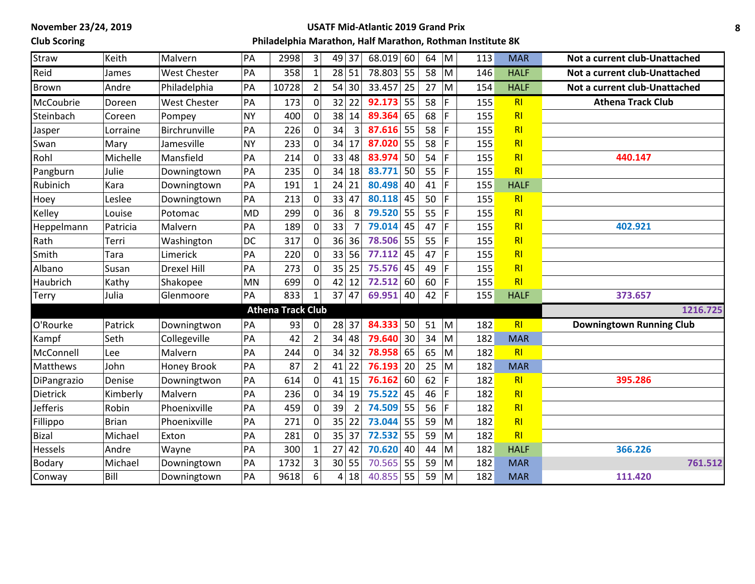**November 23/24, 2019**

**Club Scoring**

**USATF Mid-Atlantic 2019 Grand Prix**

**Philadelphia Marathon, Half Marathon, Rothman Institute 8K**

| | | | | | | | | | | | | | | | |
|---|---|---|---|---|---|---|---|---|---|---|---|---|---|---|---|
| Straw | Keith | Malvern | PA | 2998 | 3 | 49 | 37 | 68.019 | 60 | 64 | M | 113 | MAR | **Not a current club-Unattached** | |
| Reid | James | West Chester | PA | 358 | 1 | 28 | 51 | 78.803 | 55 | 58 | M | 146 | HALF | **Not a current club-Unattached** | |
| Brown | Andre | Philadelphia | PA | 10728 | 2 | 54 | 30 | 33.457 | 25 | 27 | M | 154 | HALF | **Not a current club-Unattached** | |
| McCoubrie | Doreen | West Chester | PA | 173 | 0 | 32 | 22 | **92.173** | 55 | 58 | F | 155 | RI | **Athena Track Club** | |
| Steinbach | Coreen | Pompey | NY | 400 | 0 | 38 | 14 | **89.364** | 65 | 68 | F | 155 | RI | | |
| Jasper | Lorraine | Birchrunville | PA | 226 | 0 | 34 | 3 | **87.616** | 55 | 58 | F | 155 | RI | | |
| Swan | Mary | Jamesville | NY | 233 | 0 | 34 | 17 | **87.020** | 55 | 58 | F | 155 | RI | | |
| Rohl | Michelle | Mansfield | PA | 214 | 0 | 33 | 48 | **83.974** | 50 | 54 | F | 155 | RI | **440.147** | |
| Pangburn | Julie | Downingtown | PA | 235 | 0 | 34 | 18 | **83.771** | 50 | 55 | F | 155 | RI | | |
| Rubinich | Kara | Downingtown | PA | 191 | 1 | 24 | 21 | **80.498** | 40 | 41 | F | 155 | HALF | | |
| Hoey | Leslee | Downingtown | PA | 213 | 0 | 33 | 47 | **80.118** | 45 | 50 | F | 155 | RI | | |
| Kelley | Louise | Potomac | MD | 299 | 0 | 36 | 8 | **79.520** | 55 | 55 | F | 155 | RI | | |
| Heppelmann | Patricia | Malvern | PA | 189 | 0 | 33 | 7 | **79.014** | 45 | 47 | F | 155 | RI | **402.921** | |
| Rath | Terri | Washington | DC | 317 | 0 | 36 | 36 | **78.506** | 55 | 55 | F | 155 | RI | | |
| Smith | Tara | Limerick | PA | 220 | 0 | 33 | 56 | **77.112** | 45 | 47 | F | 155 | RI | | |
| Albano | Susan | Drexel Hill | PA | 273 | 0 | 35 | 25 | **75.576** | 45 | 49 | F | 155 | RI | | |
| Haubrich | Kathy | Shakopee | MN | 699 | 0 | 42 | 12 | **72.512** | 60 | 60 | F | 155 | RI | | |
| Terry | Julia | Glenmoore | PA | 833 | 1 | 37 | 47 | **69.951** | 40 | 42 | F | 155 | HALF | **373.657** | |
| | | | **Athena Track Club** | | | | | | | | | | | | **1216.725** |
| O'Rourke | Patrick | Downingtwon | PA | 93 | 0 | 28 | 37 | **84.333** | 50 | 51 | M | 182 | RI | **Downingtown Running Club** | |
| Kampf | Seth | Collegeville | PA | 42 | 2 | 34 | 48 | **79.640** | 30 | 34 | M | 182 | MAR | | |
| McConnell | Lee | Malvern | PA | 244 | 0 | 34 | 32 | **78.958** | 65 | 65 | M | 182 | RI | | |
| Matthews | John | Honey Brook | PA | 87 | 2 | 41 | 22 | **76.193** | 20 | 25 | M | 182 | MAR | | |
| DiPangrazio | Denise | Downingtwon | PA | 614 | 0 | 41 | 15 | **76.162** | 60 | 62 | F | 182 | RI | **395.286** | |
| Dietrick | Kimberly | Malvern | PA | 236 | 0 | 34 | 19 | **75.522** | 45 | 46 | F | 182 | RI | | |
| Jefferis | Robin | Phoenixville | PA | 459 | 0 | 39 | 2 | **74.509** | 55 | 56 | F | 182 | RI | | |
| Fillippo | Brian | Phoenixville | PA | 271 | 0 | 35 | 22 | **73.044** | 55 | 59 | M | 182 | RI | | |
| Bizal | Michael | Exton | PA | 281 | 0 | 35 | 37 | **72.532** | 55 | 59 | M | 182 | RI | | |
| Hessels | Andre | Wayne | PA | 300 | 1 | 27 | 42 | **70.620** | 40 | 44 | M | 182 | HALF | **366.226** | |
| Bodary | Michael | Downingtown | PA | 1732 | 3 | 30 | 55 | 70.565 | 55 | 59 | M | 182 | MAR | | **761.512** |
| Conway | Bill | Downingtown | PA | 9618 | 6 | 4 | 18 | 40.855 | 55 | 59 | M | 182 | MAR | **111.420** | |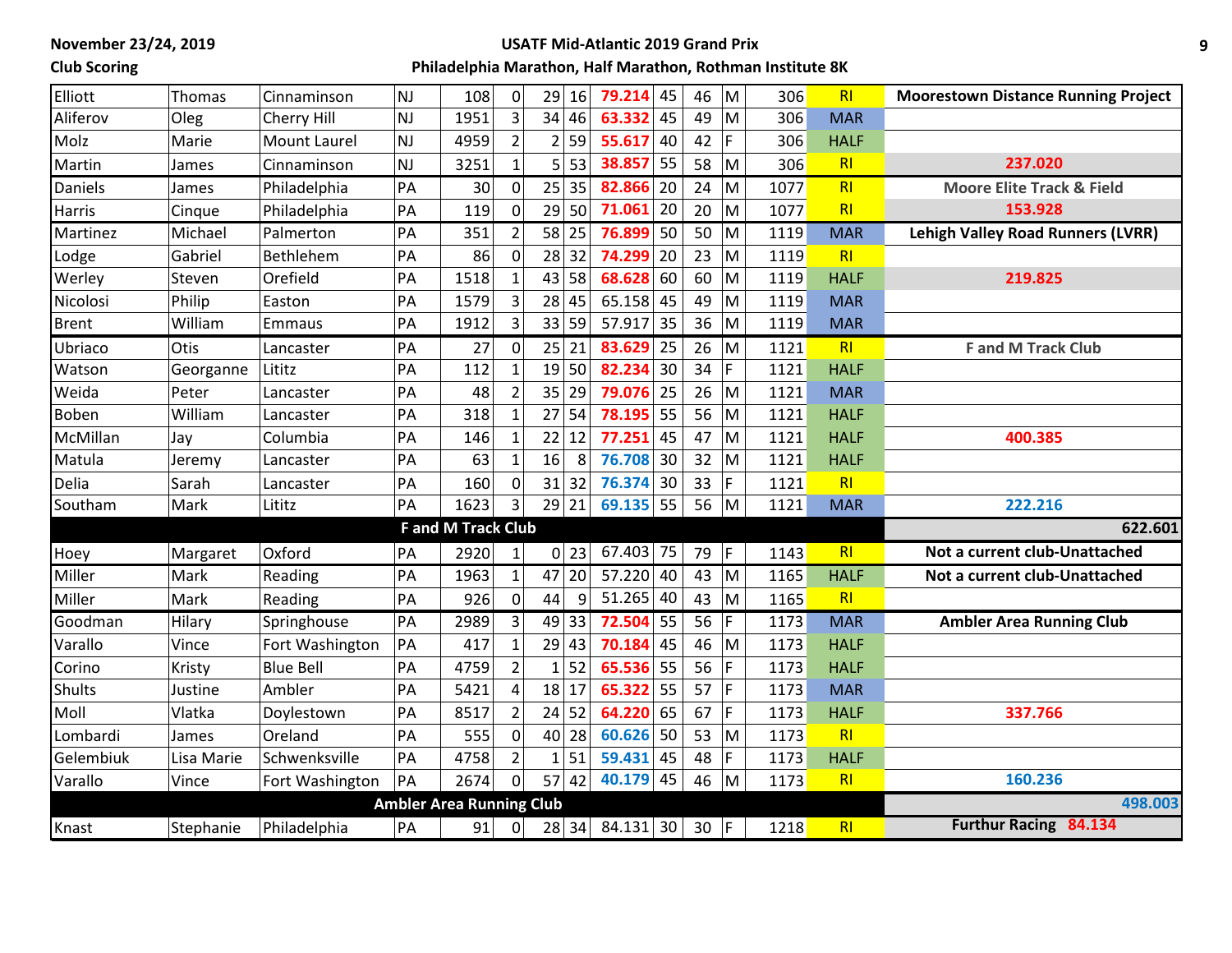November 23/24, 2019

Club Scoring

USATF Mid-Atlantic 2019 Grand Prix

Philadelphia Marathon, Half Marathon, Rothman Institute 8K

| Last | First | City | State | Bib | | | | Score | Age | | Sex | Club # | Race | Club |
|---|---|---|---|---|---|---|---|---|---|---|---|---|---|---|
| Elliott | Thomas | Cinnaminson | NJ | 108 | 0 | 29 | 16 | 79.214 | 45 | 46 | M | 306 | RI | Moorestown Distance Running Project |
| Aliferov | Oleg | Cherry Hill | NJ | 1951 | 3 | 34 | 46 | 63.332 | 45 | 49 | M | 306 | MAR | |
| Molz | Marie | Mount Laurel | NJ | 4959 | 2 | 2 | 59 | 55.617 | 40 | 42 | F | 306 | HALF | |
| Martin | James | Cinnaminson | NJ | 3251 | 1 | 5 | 53 | 38.857 | 55 | 58 | M | 306 | RI | 237.020 |
| Daniels | James | Philadelphia | PA | 30 | 0 | 25 | 35 | 82.866 | 20 | 24 | M | 1077 | RI | Moore Elite Track & Field |
| Harris | Cinque | Philadelphia | PA | 119 | 0 | 29 | 50 | 71.061 | 20 | 20 | M | 1077 | RI | 153.928 |
| Martinez | Michael | Palmerton | PA | 351 | 2 | 58 | 25 | 76.899 | 50 | 50 | M | 1119 | MAR | Lehigh Valley Road Runners (LVRR) |
| Lodge | Gabriel | Bethlehem | PA | 86 | 0 | 28 | 32 | 74.299 | 20 | 23 | M | 1119 | RI | |
| Werley | Steven | Orefield | PA | 1518 | 1 | 43 | 58 | 68.628 | 60 | 60 | M | 1119 | HALF | 219.825 |
| Nicolosi | Philip | Easton | PA | 1579 | 3 | 28 | 45 | 65.158 | 45 | 49 | M | 1119 | MAR | |
| Brent | William | Emmaus | PA | 1912 | 3 | 33 | 59 | 57.917 | 35 | 36 | M | 1119 | MAR | |
| Ubriaco | Otis | Lancaster | PA | 27 | 0 | 25 | 21 | 83.629 | 25 | 26 | M | 1121 | RI | F and M Track Club |
| Watson | Georganne | Lititz | PA | 112 | 1 | 19 | 50 | 82.234 | 30 | 34 | F | 1121 | HALF | |
| Weida | Peter | Lancaster | PA | 48 | 2 | 35 | 29 | 79.076 | 25 | 26 | M | 1121 | MAR | |
| Boben | William | Lancaster | PA | 318 | 1 | 27 | 54 | 78.195 | 55 | 56 | M | 1121 | HALF | |
| McMillan | Jay | Columbia | PA | 146 | 1 | 22 | 12 | 77.251 | 45 | 47 | M | 1121 | HALF | 400.385 |
| Matula | Jeremy | Lancaster | PA | 63 | 1 | 16 | 8 | 76.708 | 30 | 32 | M | 1121 | HALF | |
| Delia | Sarah | Lancaster | PA | 160 | 0 | 31 | 32 | 76.374 | 30 | 33 | F | 1121 | RI | |
| Southam | Mark | Lititz | PA | 1623 | 3 | 29 | 21 | 69.135 | 55 | 56 | M | 1121 | MAR | 222.216 |
| | | | | **F and M Track Club** | | | | | | | | | | **622.601** |
| Hoey | Margaret | Oxford | PA | 2920 | 1 | 0 | 23 | 67.403 | 75 | 79 | F | 1143 | RI | Not a current club-Unattached |
| Miller | Mark | Reading | PA | 1963 | 1 | 47 | 20 | 57.220 | 40 | 43 | M | 1165 | HALF | Not a current club-Unattached |
| Miller | Mark | Reading | PA | 926 | 0 | 44 | 9 | 51.265 | 40 | 43 | M | 1165 | RI | |
| Goodman | Hilary | Springhouse | PA | 2989 | 3 | 49 | 33 | 72.504 | 55 | 56 | F | 1173 | MAR | Ambler Area Running Club |
| Varallo | Vince | Fort Washington | PA | 417 | 1 | 29 | 43 | 70.184 | 45 | 46 | M | 1173 | HALF | |
| Corino | Kristy | Blue Bell | PA | 4759 | 2 | 1 | 52 | 65.536 | 55 | 56 | F | 1173 | HALF | |
| Shults | Justine | Ambler | PA | 5421 | 4 | 18 | 17 | 65.322 | 55 | 57 | F | 1173 | MAR | |
| Moll | Vlatka | Doylestown | PA | 8517 | 2 | 24 | 52 | 64.220 | 65 | 67 | F | 1173 | HALF | 337.766 |
| Lombardi | James | Oreland | PA | 555 | 0 | 40 | 28 | 60.626 | 50 | 53 | M | 1173 | RI | |
| Gelembiuk | Lisa Marie | Schwenksville | PA | 4758 | 2 | 1 | 51 | 59.431 | 45 | 48 | F | 1173 | HALF | |
| Varallo | Vince | Fort Washington | PA | 2674 | 0 | 57 | 42 | 40.179 | 45 | 46 | M | 1173 | RI | 160.236 |
| | | | | **Ambler Area Running Club** | | | | | | | | | | **498.003** |
| Knast | Stephanie | Philadelphia | PA | 91 | 0 | 28 | 34 | 84.131 | 30 | 30 | F | 1218 | RI | Furthur Racing 84.134 |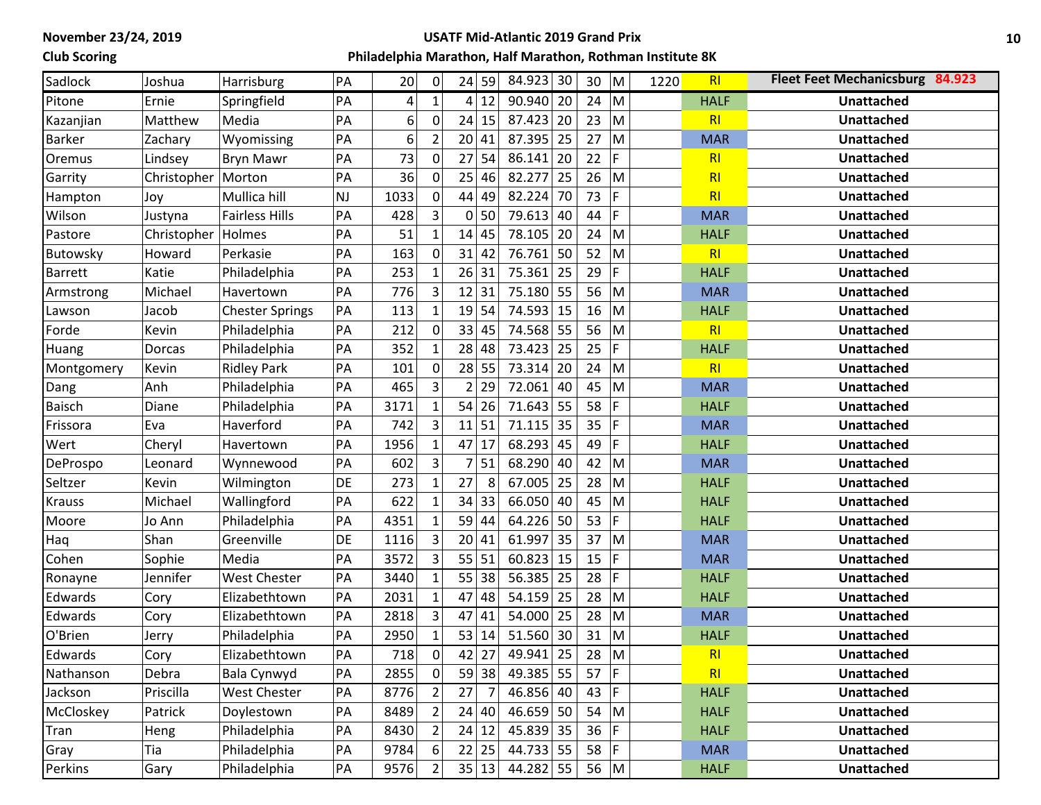**November 23/24, 2019**
**Club Scoring**

**USATF Mid-Atlantic 2019 Grand Prix**
**Philadelphia Marathon, Half Marathon, Rothman Institute 8K**

| | | | | | | | | | | | | | | |
|---|---|---|---|---|---|---|---|---|---|---|---|---|---|---|
| Sadlock | Joshua | Harrisburg | PA | 20 | 0 | 24 | 59 | 84.923 | 30 | 30 | M | 1220 | RI | **Fleet Feet Mechanicsburg 84.923** |
| Pitone | Ernie | Springfield | PA | 4 | 1 | 4 | 12 | 90.940 | 20 | 24 | M | | HALF | **Unattached** |
| Kazanjian | Matthew | Media | PA | 6 | 0 | 24 | 15 | 87.423 | 20 | 23 | M | | RI | **Unattached** |
| Barker | Zachary | Wyomissing | PA | 6 | 2 | 20 | 41 | 87.395 | 25 | 27 | M | | MAR | **Unattached** |
| Oremus | Lindsey | Bryn Mawr | PA | 73 | 0 | 27 | 54 | 86.141 | 20 | 22 | F | | RI | **Unattached** |
| Garrity | Christopher | Morton | PA | 36 | 0 | 25 | 46 | 82.277 | 25 | 26 | M | | RI | **Unattached** |
| Hampton | Joy | Mullica hill | NJ | 1033 | 0 | 44 | 49 | 82.224 | 70 | 73 | F | | RI | **Unattached** |
| Wilson | Justyna | Fairless Hills | PA | 428 | 3 | 0 | 50 | 79.613 | 40 | 44 | F | | MAR | **Unattached** |
| Pastore | Christopher | Holmes | PA | 51 | 1 | 14 | 45 | 78.105 | 20 | 24 | M | | HALF | **Unattached** |
| Butowsky | Howard | Perkasie | PA | 163 | 0 | 31 | 42 | 76.761 | 50 | 52 | M | | RI | **Unattached** |
| Barrett | Katie | Philadelphia | PA | 253 | 1 | 26 | 31 | 75.361 | 25 | 29 | F | | HALF | **Unattached** |
| Armstrong | Michael | Havertown | PA | 776 | 3 | 12 | 31 | 75.180 | 55 | 56 | M | | MAR | **Unattached** |
| Lawson | Jacob | Chester Springs | PA | 113 | 1 | 19 | 54 | 74.593 | 15 | 16 | M | | HALF | **Unattached** |
| Forde | Kevin | Philadelphia | PA | 212 | 0 | 33 | 45 | 74.568 | 55 | 56 | M | | RI | **Unattached** |
| Huang | Dorcas | Philadelphia | PA | 352 | 1 | 28 | 48 | 73.423 | 25 | 25 | F | | HALF | **Unattached** |
| Montgomery | Kevin | Ridley Park | PA | 101 | 0 | 28 | 55 | 73.314 | 20 | 24 | M | | RI | **Unattached** |
| Dang | Anh | Philadelphia | PA | 465 | 3 | 2 | 29 | 72.061 | 40 | 45 | M | | MAR | **Unattached** |
| Baisch | Diane | Philadelphia | PA | 3171 | 1 | 54 | 26 | 71.643 | 55 | 58 | F | | HALF | **Unattached** |
| Frissora | Eva | Haverford | PA | 742 | 3 | 11 | 51 | 71.115 | 35 | 35 | F | | MAR | **Unattached** |
| Wert | Cheryl | Havertown | PA | 1956 | 1 | 47 | 17 | 68.293 | 45 | 49 | F | | HALF | **Unattached** |
| DeProspo | Leonard | Wynnewood | PA | 602 | 3 | 7 | 51 | 68.290 | 40 | 42 | M | | MAR | **Unattached** |
| Seltzer | Kevin | Wilmington | DE | 273 | 1 | 27 | 8 | 67.005 | 25 | 28 | M | | HALF | **Unattached** |
| Krauss | Michael | Wallingford | PA | 622 | 1 | 34 | 33 | 66.050 | 40 | 45 | M | | HALF | **Unattached** |
| Moore | Jo Ann | Philadelphia | PA | 4351 | 1 | 59 | 44 | 64.226 | 50 | 53 | F | | HALF | **Unattached** |
| Haq | Shan | Greenville | DE | 1116 | 3 | 20 | 41 | 61.997 | 35 | 37 | M | | MAR | **Unattached** |
| Cohen | Sophie | Media | PA | 3572 | 3 | 55 | 51 | 60.823 | 15 | 15 | F | | MAR | **Unattached** |
| Ronayne | Jennifer | West Chester | PA | 3440 | 1 | 55 | 38 | 56.385 | 25 | 28 | F | | HALF | **Unattached** |
| Edwards | Cory | Elizabethtown | PA | 2031 | 1 | 47 | 48 | 54.159 | 25 | 28 | M | | HALF | **Unattached** |
| Edwards | Cory | Elizabethtown | PA | 2818 | 3 | 47 | 41 | 54.000 | 25 | 28 | M | | MAR | **Unattached** |
| O'Brien | Jerry | Philadelphia | PA | 2950 | 1 | 53 | 14 | 51.560 | 30 | 31 | M | | HALF | **Unattached** |
| Edwards | Cory | Elizabethtown | PA | 718 | 0 | 42 | 27 | 49.941 | 25 | 28 | M | | RI | **Unattached** |
| Nathanson | Debra | Bala Cynwyd | PA | 2855 | 0 | 59 | 38 | 49.385 | 55 | 57 | F | | RI | **Unattached** |
| Jackson | Priscilla | West Chester | PA | 8776 | 2 | 27 | 7 | 46.856 | 40 | 43 | F | | HALF | **Unattached** |
| McCloskey | Patrick | Doylestown | PA | 8489 | 2 | 24 | 40 | 46.659 | 50 | 54 | M | | HALF | **Unattached** |
| Tran | Heng | Philadelphia | PA | 8430 | 2 | 24 | 12 | 45.839 | 35 | 36 | F | | HALF | **Unattached** |
| Gray | Tia | Philadelphia | PA | 9784 | 6 | 22 | 25 | 44.733 | 55 | 58 | F | | MAR | **Unattached** |
| Perkins | Gary | Philadelphia | PA | 9576 | 2 | 35 | 13 | 44.282 | 55 | 56 | M | | HALF | **Unattached** |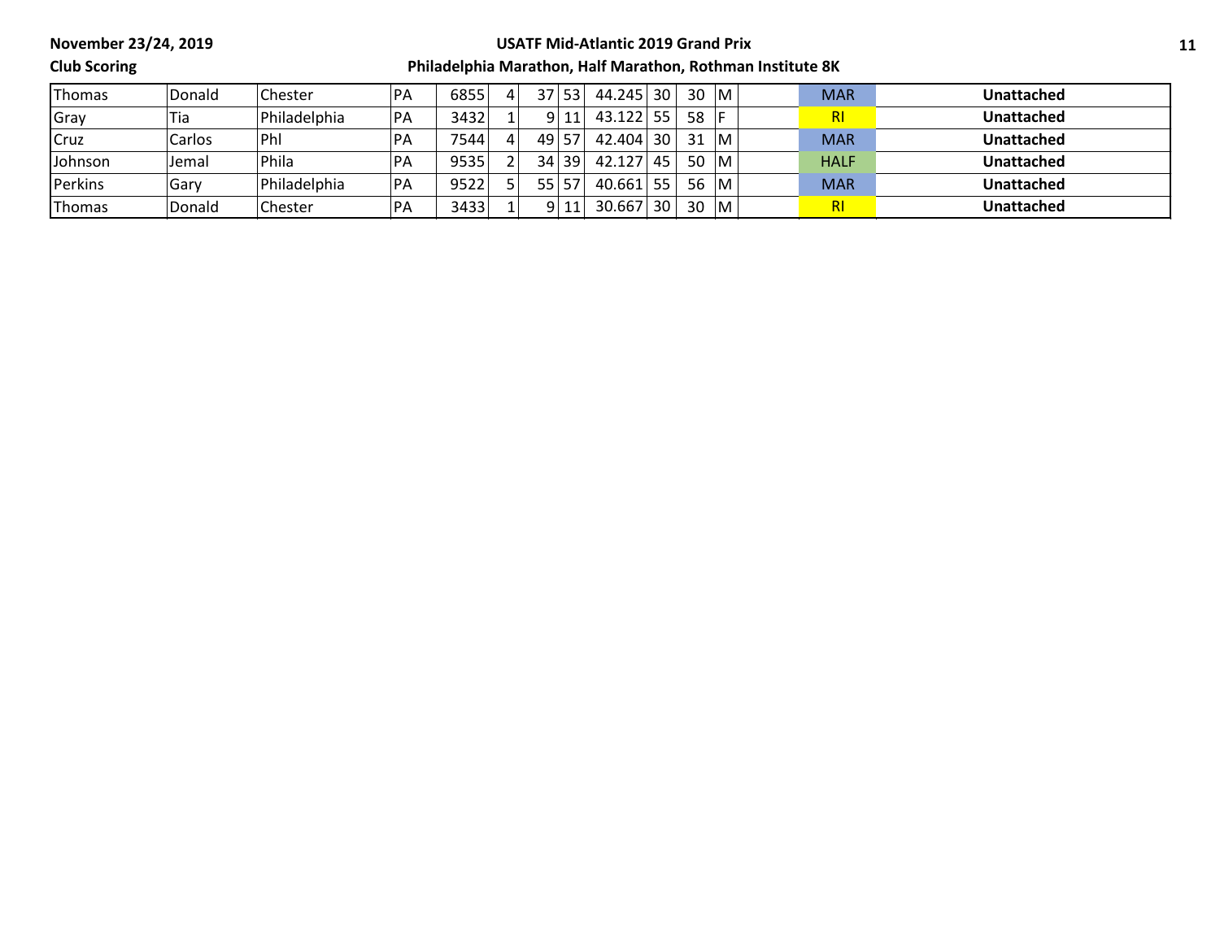| | | | | | | | | | | | | | | |
|---|---|---|---|---|---|---|---|---|---|---|---|---|---|---|
| Thomas | Donald | Chester | PA | 6855 | 4 | 37 | 53 | 44.245 | 30 | 30 | M | | MAR | **Unattached** |
| Gray | Tia | Philadelphia | PA | 3432 | 1 | 9 | 11 | 43.122 | 55 | 58 | F | | RI | **Unattached** |
| Cruz | Carlos | Phl | PA | 7544 | 4 | 49 | 57 | 42.404 | 30 | 31 | M | | MAR | **Unattached** |
| Johnson | Jemal | Phila | PA | 9535 | 2 | 34 | 39 | 42.127 | 45 | 50 | M | | HALF | **Unattached** |
| Perkins | Gary | Philadelphia | PA | 9522 | 5 | 55 | 57 | 40.661 | 55 | 56 | M | | MAR | **Unattached** |
| Thomas | Donald | Chester | PA | 3433 | 1 | 9 | 11 | 30.667 | 30 | 30 | M | | RI | **Unattached** |